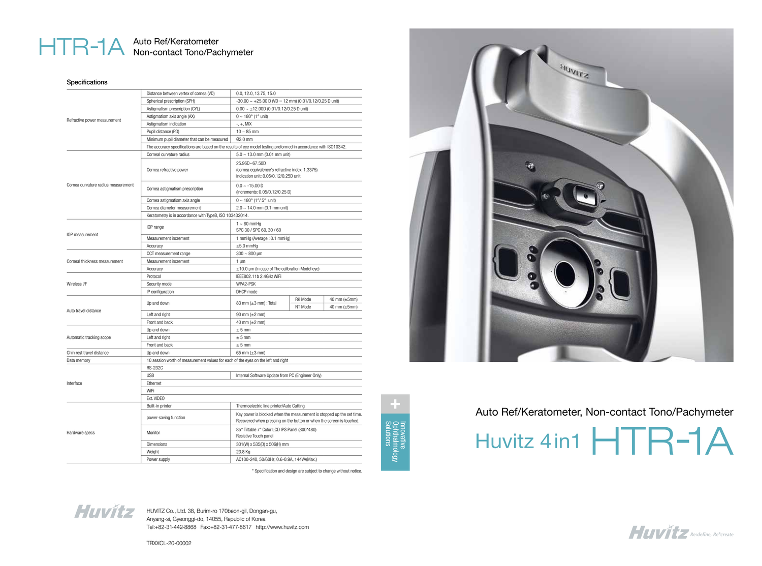# HTR-1A

Auto Ref/Keratometer
Non-contact Tono/Pachymeter

## Specifications

| Category | Item | Specification | | |
|---|---|---|---|---|
| Refractive power measurement | Distance between vertex of cornea (VD) | 0.0, 12.0, 13.75, 15.0 | | |
| | Spherical prescription (SPH) | -30.00 ~ +25.00 D (VD = 12 mm) (0.01/0.12/0.25 D unit) | | |
| | Astigmatism prescription (CYL) | 0.00 ~ ±12.00D (0.01/0.12/0.25 D unit) | | |
| | Astigmatism axis angle (AX) | 0 ~ 180° (1° unit) | | |
| | Astigmatism indication | -, +, MIX | | |
| | Pupil distance (PD) | 10 ~ 85 mm | | |
| | Minimum pupil diameter that can be measured | Ø2.0 mm | | |
| | The accuracy specifications are based on the results of eye model testing preformed in accordance with ISO10342. | | | |
| Cornea curvature radius measurement | Corneal curvature radius | 5.0 ~ 13.0 mm (0.01 mm unit) | | |
| | Cornea refractive power | 25.96D~67.50D (cornea equivalence's refractive index: 1.3375) indication unit: 0.05/0.12/0.25D unit | | |
| | Cornea astigmatism prescription | 0.0 ~ -15.00 D (Increments: 0.05/0.12/0.25 D) | | |
| | Cornea astigmatism axis angle | 0 ~ 180° (1°/ 5° unit) | | |
| | Cornea diameter measurement | 2.0 ~ 14.0 mm (0.1 mm unit) | | |
| | Keratometry is in accordance with TypeB, ISO 103432014. | | | |
| IOP measurement | IOP range | 1 ~ 60 mmHg SPC 30 / SPC 60, 30 / 60 | | |
| | Measurement increment | 1 mmHg (Average : 0.1 mmHg) | | |
| | Accuracy | ±5.0 mmHg | | |
| Corneal thickness measurement | CCT measurement range | 300 ~ 800 μm | | |
| | Measurement increment | 1 μm | | |
| | Accuracy | ±10.0 μm (in case of The calibration Model eye) | | |
| Wireless I/F | Protocol | IEEE802.11b 2.4GHz WiFi | | |
| | Security mode | WPA2-PSK | | |
| | IP configuration | DHCP mode | | |
| Auto travel distance | Up and down | 83 mm (±3 mm) : Total | RK Mode | 40 mm (±5mm) |
| | | | NT Mode | 40 mm (±5mm) |
| | Left and right | 90 mm (±2 mm) | | |
| | Front and back | 40 mm (±2 mm) | | |
| Automatic tracking scope | Up and down | ± 5 mm | | |
| | Left and right | ± 5 mm | | |
| | Front and back | ± 5 mm | | |
| Chin rest travel distance | Up and down | 65 mm (±3 mm) | | |
| Data memory | 10 session worth of measurement values for each of the eyes on the left and right | | | |
| Interface | RS-232C | | | |
| | USB | Internal Software Update from PC (Engineer Only) | | |
| | Ethernet | | | |
| | WiFi | | | |
| | Ext. VIDEO | | | |
| Hardware specs | Built-in printer | Thermoelectric line printer/Auto Cutting | | |
| | power-saving function | Key power is blocked when the measurement is stopped up the set time. Recovered when pressing on the button or when the screen is touched. | | |
| | Monitor | 85° Tiltable 7" Color LCD IPS Panel (800*480) Resistive Touch panel | | |
| | Dimensions | 301(W) x 535(D) x 506(H) mm | | |
| | Weight | 23.8 Kg | | |
| | Power supply | AC100-240, 50/60Hz, 0.6-0.9A, 144VA(Max.) | | |

\* Specification and design are subject to change without notice.

Innovative Ophthalmology Solutions

Auto Ref/Keratometer, Non-contact Tono/Pachymeter

# Huvitz 4 in1 HTR-1A

Huvitz

HUVITZ Co., Ltd. 38, Burim-ro 170beon-gil, Dongan-gu,
Anyang-si, Gyeonggi-do, 14055, Republic of Korea
Tel:+82-31-442-8868 Fax:+82-31-477-8617 http://www.huvitz.com

TRXXCL-20-00002

Huvitz Re:define. Re:create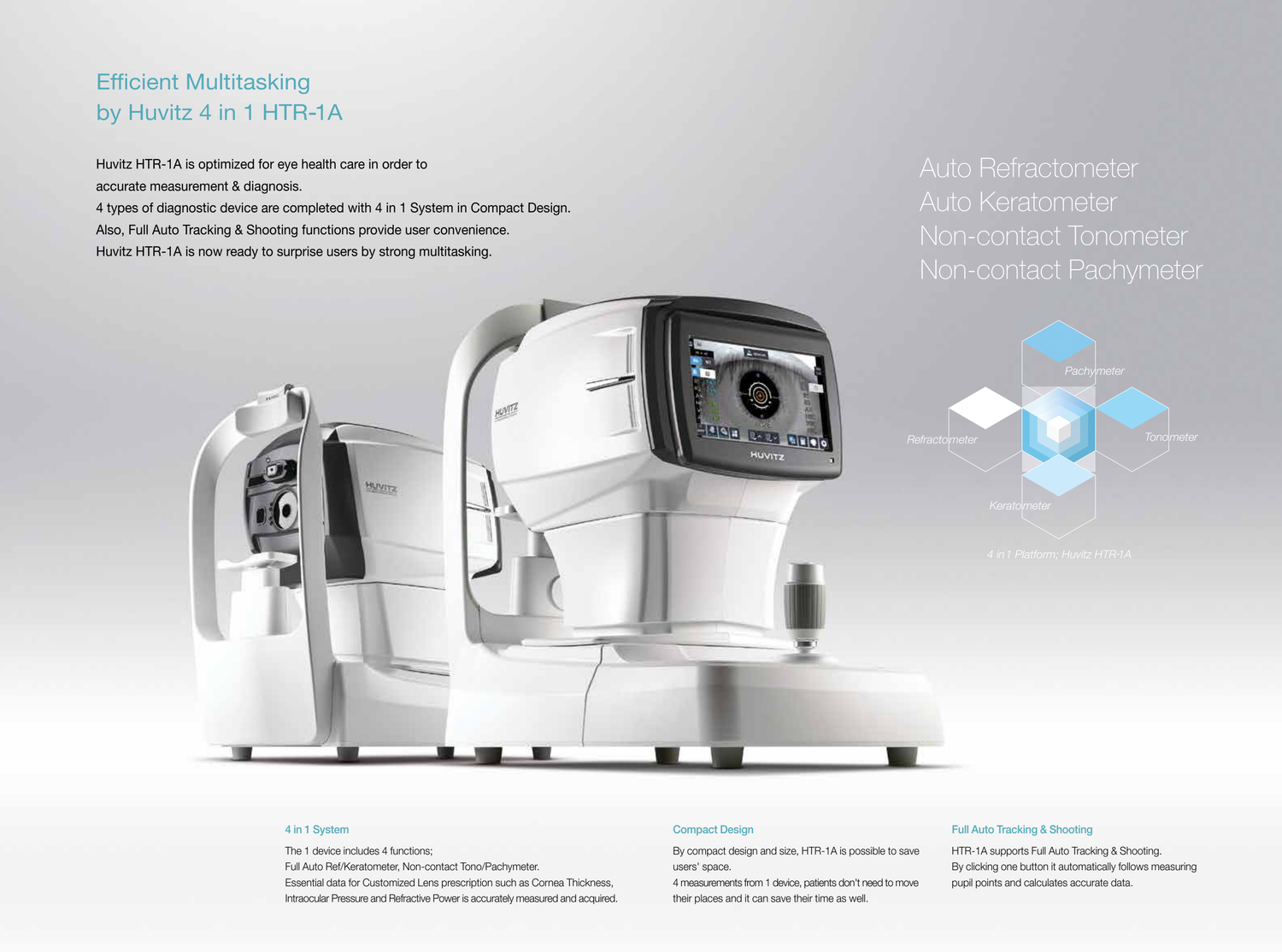# Efficient Multitasking by Huvitz 4 in 1 HTR-1A

Huvitz HTR-1A is optimized for eye health care in order to accurate measurement & diagnosis.
4 types of diagnostic device are completed with 4 in 1 System in Compact Design.
Also, Full Auto Tracking & Shooting functions provide user convenience.
Huvitz HTR-1A is now ready to surprise users by strong multitasking.

Auto Refractometer
Auto Keratometer
Non-contact Tonometer
Non-contact Pachymeter

Pachymeter
Refractometer
Tonometer
Keratometer

4 in1 Platform; Huvitz HTR-1A

### 4 in 1 System

The 1 device includes 4 functions;
Full Auto Ref/Keratometer, Non-contact Tono/Pachymeter.
Essential data for Customized Lens prescription such as Cornea Thickness, Intraocular Pressure and Refractive Power is accurately measured and acquired.

### Compact Design

By compact design and size, HTR-1A is possible to save users' space.
4 measurements from 1 device, patients don't need to move their places and it can save their time as well.

### Full Auto Tracking & Shooting

HTR-1A supports Full Auto Tracking & Shooting.
By clicking one button it automatically follows measuring pupil points and calculates accurate data.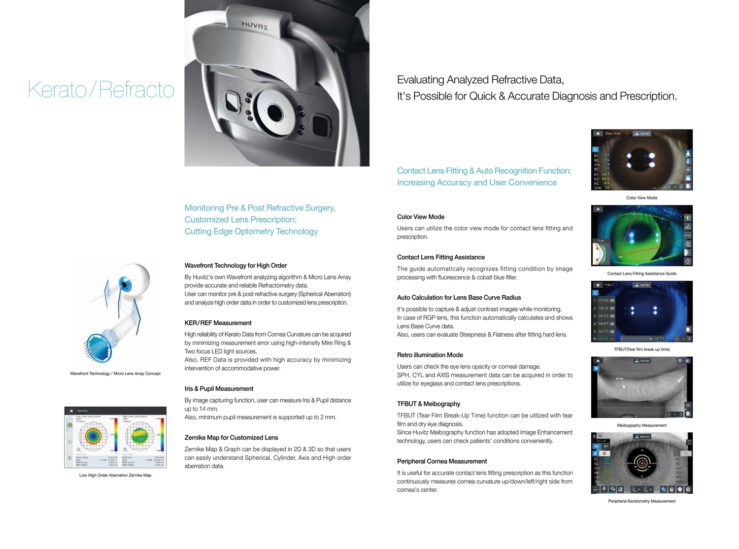# Kerato / Refracto

## Monitoring Pre & Post Refractive Surgery, Customized Lens Prescription; Cutting Edge Optometry Technology

### Wavefront Technology for High Order

By Huvitz's own Wavefront analyzing algorithm & Micro Lens Array provide accurate and reliable Refractometry data.
User can monitor pre & post refractive surgery (Spherical Aberration) and analyze high order data in order to customized lens prescription.

Wavefront Technology / Micro Lens Array Concept

### KER/REF Measurement

High reliability of Kerato Data from Cornea Curvature can be acquired by minimizing measurement error using high-intensity Mire Ring & Two focus LED light sources.
Also, REF Data is provided with high accuracy by minimizing intervention of accommodative power.

### Iris & Pupil Measurement

By image capturing function, user can measure Iris & Pupil distance up to 14 mm.
Also, minimum pupil measurement is supported up to 2 mm.

### Zernike Map for Customized Lens

Zernike Map & Graph can be displayed in 2D & 3D so that users can easily understand Spherical, Cylinder, Axis and High order aberration data.

Low High Order Aberration Zernike Map

## Evaluating Analyzed Refractive Data, It's Possible for Quick & Accurate Diagnosis and Prescription.

## Contact Lens Fitting & Auto Recognition Function; Increasing Accuracy and User Convenience

### Color View Mode

Users can utilize the color view mode for contact lens fitting and prescription.

Color View Mode

### Contact Lens Fitting Assistance

The guide automatically recognizes fitting condition by image processing with fluorescence & cobalt blue filter.

Contact Lens Fitting Assistance Guide

### Auto Calculation for Lens Base Curve Radius

It's possible to capture & adjust contrast images while monitoring.
In case of RGP lens, this function automatically calculates and shows Lens Base Curve data.
Also, users can evaluate Steepness & Flatness after fitting hard lens.

TFBUT(Tear film break up time)

### Retro illumination Mode

Users can check the eye lens opacity or corneal damage.
SPH, CYL and AXIS measurement data can be acquired in order to utilize for eyeglass and contact lens prescriptions.

### TFBUT & Meibography

TFBUT (Tear Film Break-Up Time) function can be utilized with tear film and dry eye diagnosis.
Since Huvitz Meibography function has adopted Image Enhancement technology, users can check patients' conditions conveniently.

Meibography Measurement

### Peripheral Cornea Measurement

It is useful for accurate contact lens fitting prescription as this function continuously measures cornea curvature up/down/left/right side from cornea's center.

Peripheral Keratometry Measurement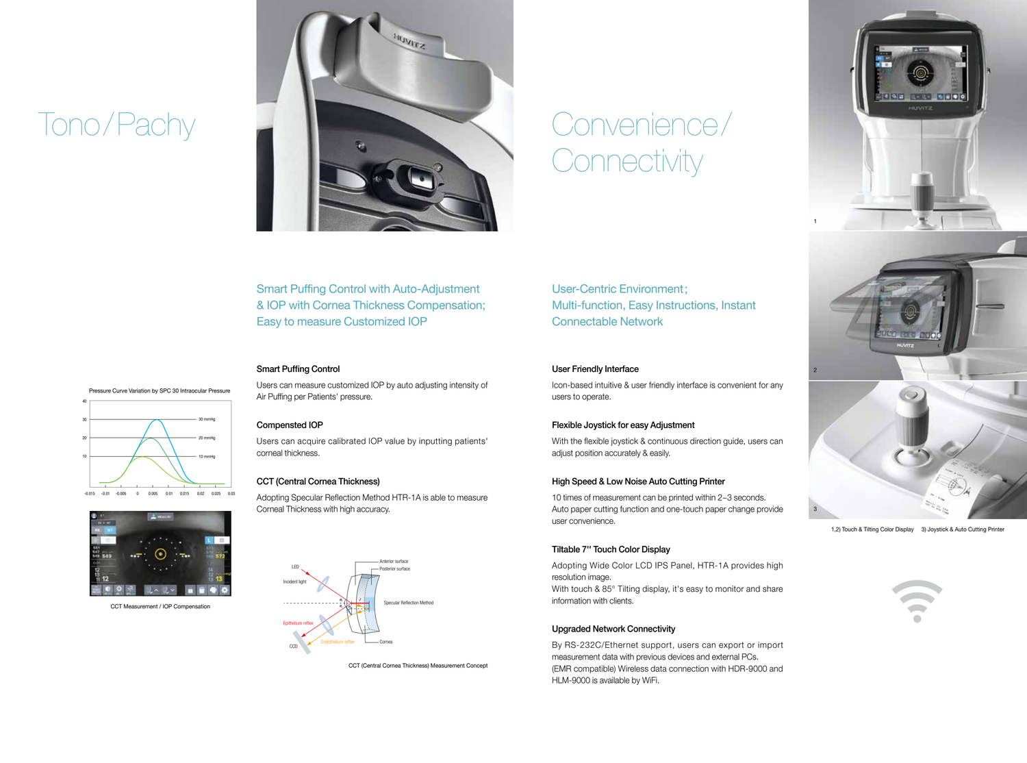# Tono / Pachy

## Smart Puffing Control with Auto-Adjustment & IOP with Cornea Thickness Compensation; Easy to measure Customized IOP

Pressure Curve Variation by SPC 30 Intraocular Pressure

40
30
20
10

30 mmHg
20 mmHg
10 mmHg

-0.015 -0.01 -0.005 0 0.005 0.01 0.015 0.02 0.025 0.03

CCT Measurement / IOP Compensation

### Smart Puffing Control

Users can measure customized IOP by auto adjusting intensity of Air Puffing per Patients' pressure.

### Compensted IOP

Users can acquire calibrated IOP value by inputting patients' corneal thickness.

### CCT (Central Cornea Thickness)

Adopting Specular Reflection Method HTR-1A is able to measure Corneal Thickness with high accuracy.

LED
Incident light
Anterior surface
Posterior surface
Specular Reflection Method
Epithelium reflex
Endothelium reflex
CCD
Cornea

CCT (Central Cornea Thickness) Measurement Concept

# Convenience / Connectivity

## User-Centric Environment; Multi-function, Easy Instructions, Instant Connectable Network

### User Friendly Interface

Icon-based intuitive & user friendly interface is convenient for any users to operate.

### Flexible Joystick for easy Adjustment

With the flexible joystick & continuous direction guide, users can adjust position accurately & easily.

### High Speed & Low Noise Auto Cutting Printer

10 times of measurement can be printed within 2~3 seconds. Auto paper cutting function and one-touch paper change provide user convenience.

### Tiltable 7'' Touch Color Display

Adopting Wide Color LCD IPS Panel, HTR-1A provides high resolution image.
With touch & 85° Tilting display, it's easy to monitor and share information with clients.

### Upgraded Network Connectivity

By RS-232C/Ethernet support, users can export or import measurement data with previous devices and external PCs.
(EMR compatible) Wireless data connection with HDR-9000 and HLM-9000 is available by WiFi.

1

2

3

1,2) Touch & Tilting Color Display 3) Joystick & Auto Cutting Printer